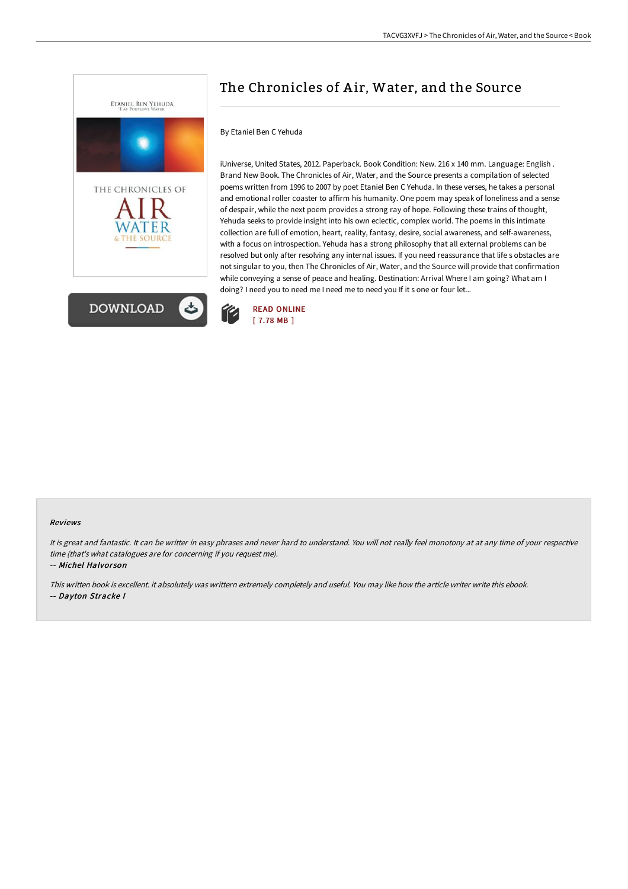# The Chronicles of Air, Water, and the Source

By Etaniel Ben C Yehuda

iUniverse, United States, 2012. Paperback. Book Condition: New. 216 x 140 mm. Language: English . Brand New Book. The Chronicles of Air, Water, and the Source presents a compilation of selected poems written from 1996 to 2007 by poet Etaniel Ben C Yehuda. In these verses, he takes a personal and emotional roller coaster to affirm his humanity. One poem may speak of loneliness and a sense of despair, while the next poem provides a strong ray of hope. Following these trains of thought, Yehuda seeks to provide insight into his own eclectic, complex world. The poems in this intimate collection are full of emotion, heart, reality, fantasy, desire, social awareness, and self-awareness, with a focus on introspection. Yehuda has a strong philosophy that all external problems can be resolved but only after resolving any internal issues. If you need reassurance that life s obstacles are not singular to you, then The Chronicles of Air, Water, and the Source will provide that confirmation while conveying a sense of peace and healing. Destination: Arrival Where I am going? What am I doing? I need you to need me I need me to need you If it s one or four let...

DOWNLOAD

READ ONLINE
[ 7.78 MB ]

### Reviews

*It is great and fantastic. It can be writter in easy phrases and never hard to understand. You will not really feel monotony at at any time of your respective time (that's what catalogues are for concerning if you request me).*

-- ***Michel Halvorson***

*This written book is excellent. it absolutely was writtern extremely completely and useful. You may like how the article writer write this ebook.*

-- ***Dayton Stracke I***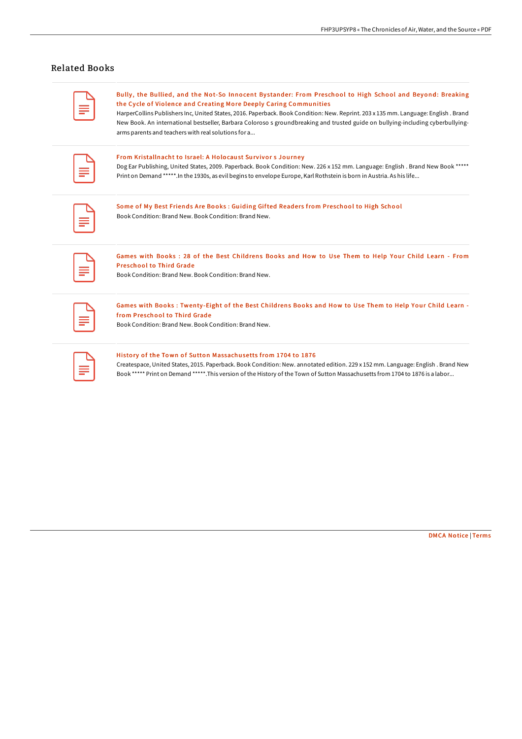## Related Books

**Bully, the Bullied, and the Not-So Innocent Bystander: From Preschool to High School and Beyond: Breaking the Cycle of Violence and Creating More Deeply Caring Communities**

HarperCollins Publishers Inc, United States, 2016. Paperback. Book Condition: New. Reprint. 203 x 135 mm. Language: English . Brand New Book. An international bestseller, Barbara Coloroso s groundbreaking and trusted guide on bullying-including cyberbullying-arms parents and teachers with real solutions for a...

**From Kristallnacht to Israel: A Holocaust Survivor s Journey**

Dog Ear Publishing, United States, 2009. Paperback. Book Condition: New. 226 x 152 mm. Language: English . Brand New Book ***** Print on Demand *****.In the 1930s, as evil begins to envelope Europe, Karl Rothstein is born in Austria. As his life...

**Some of My Best Friends Are Books : Guiding Gifted Readers from Preschool to High School**

Book Condition: Brand New. Book Condition: Brand New.

**Games with Books : 28 of the Best Childrens Books and How to Use Them to Help Your Child Learn - From Preschool to Third Grade**

Book Condition: Brand New. Book Condition: Brand New.

**Games with Books : Twenty-Eight of the Best Childrens Books and How to Use Them to Help Your Child Learn - from Preschool to Third Grade**

Book Condition: Brand New. Book Condition: Brand New.

**History of the Town of Sutton Massachusetts from 1704 to 1876**

Createspace, United States, 2015. Paperback. Book Condition: New. annotated edition. 229 x 152 mm. Language: English . Brand New Book ***** Print on Demand *****.This version of the History of the Town of Sutton Massachusetts from 1704 to 1876 is a labor...